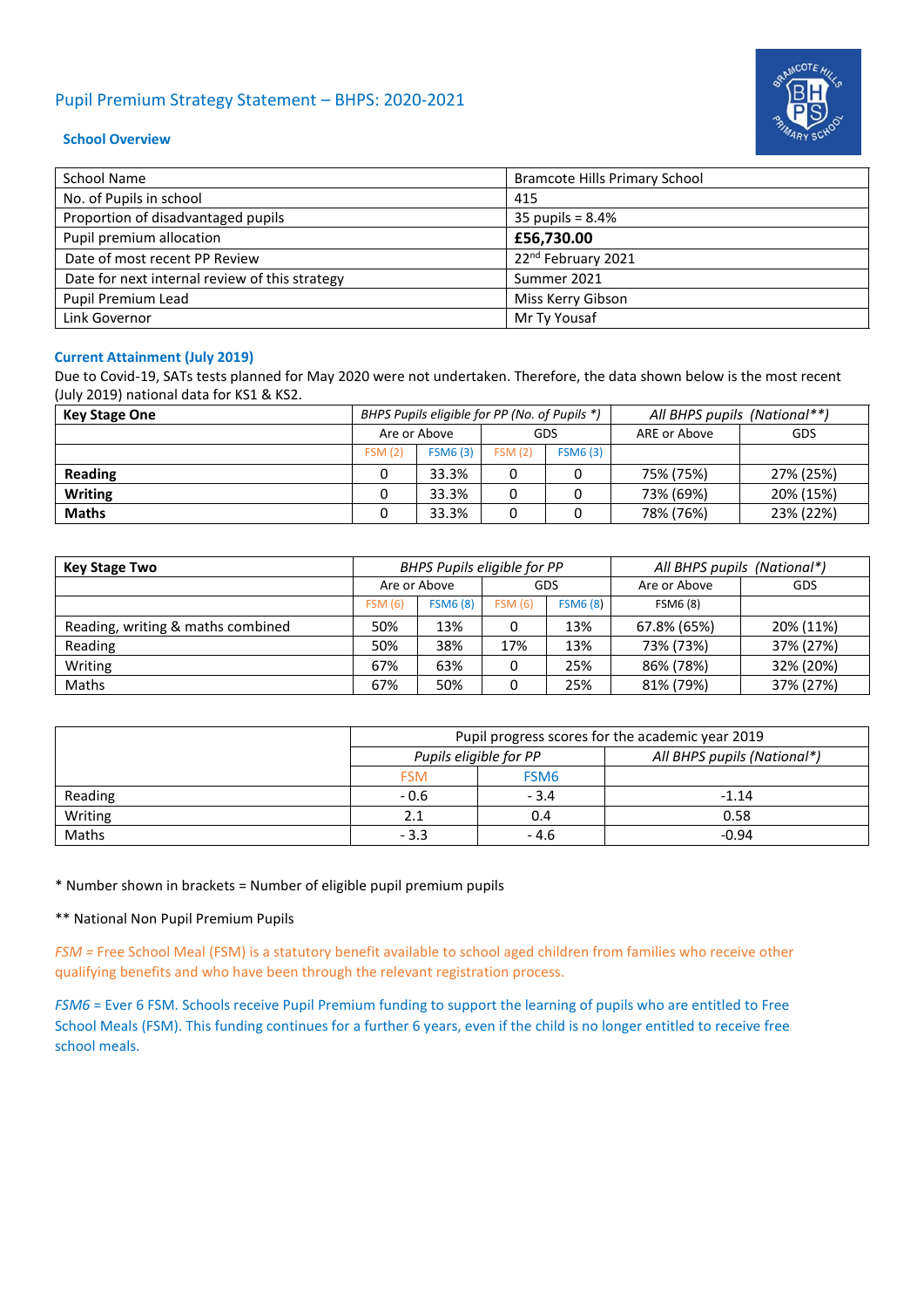# Pupil Premium Strategy Statement – BHPS: 2020-2021

## School Overview

| School Name | Bramcote Hills Primary School |
|---|---|
| No. of Pupils in school | 415 |
| Proportion of disadvantaged pupils | 35 pupils = 8.4% |
| Pupil premium allocation | **£56,730.00** |
| Date of most recent PP Review | 22nd February 2021 |
| Date for next internal review of this strategy | Summer 2021 |
| Pupil Premium Lead | Miss Kerry Gibson |
| Link Governor | Mr Ty Yousaf |

## Current Attainment (July 2019)

Due to Covid-19, SATs tests planned for May 2020 were not undertaken. Therefore, the data shown below is the most recent (July 2019) national data for KS1 & KS2.

| **Key Stage One** | *BHPS Pupils eligible for PP (No. of Pupils \*)* | | | | *All BHPS pupils (National\*\*)* | |
|---|---|---|---|---|---|---|
| | Are or Above | | GDS | | ARE or Above | GDS |
| | FSM (2) | FSM6 (3) | FSM (2) | FSM6 (3) | | |
| **Reading** | 0 | 33.3% | 0 | 0 | 75% (75%) | 27% (25%) |
| **Writing** | 0 | 33.3% | 0 | 0 | 73% (69%) | 20% (15%) |
| **Maths** | 0 | 33.3% | 0 | 0 | 78% (76%) | 23% (22%) |

| **Key Stage Two** | *BHPS Pupils eligible for PP* | | | | *All BHPS pupils (National\*)* | |
|---|---|---|---|---|---|---|
| | Are or Above | | GDS | | Are or Above | GDS |
| | FSM (6) | FSM6 (8) | FSM (6) | FSM6 (8) | FSM6 (8) | |
| Reading, writing & maths combined | 50% | 13% | 0 | 13% | 67.8% (65%) | 20% (11%) |
| Reading | 50% | 38% | 17% | 13% | 73% (73%) | 37% (27%) |
| Writing | 67% | 63% | 0 | 25% | 86% (78%) | 32% (20%) |
| Maths | 67% | 50% | 0 | 25% | 81% (79%) | 37% (27%) |

| | Pupil progress scores for the academic year 2019 | | |
|---|---|---|---|
| | *Pupils eligible for PP* | | *All BHPS pupils (National\*)* |
| | FSM | FSM6 | |
| Reading | - 0.6 | - 3.4 | -1.14 |
| Writing | 2.1 | 0.4 | 0.58 |
| Maths | - 3.3 | - 4.6 | -0.94 |

\* Number shown in brackets = Number of eligible pupil premium pupils

\*\* National Non Pupil Premium Pupils

*FSM* = Free School Meal (FSM) is a statutory benefit available to school aged children from families who receive other qualifying benefits and who have been through the relevant registration process.

*FSM6* = Ever 6 FSM. Schools receive Pupil Premium funding to support the learning of pupils who are entitled to Free School Meals (FSM). This funding continues for a further 6 years, even if the child is no longer entitled to receive free school meals.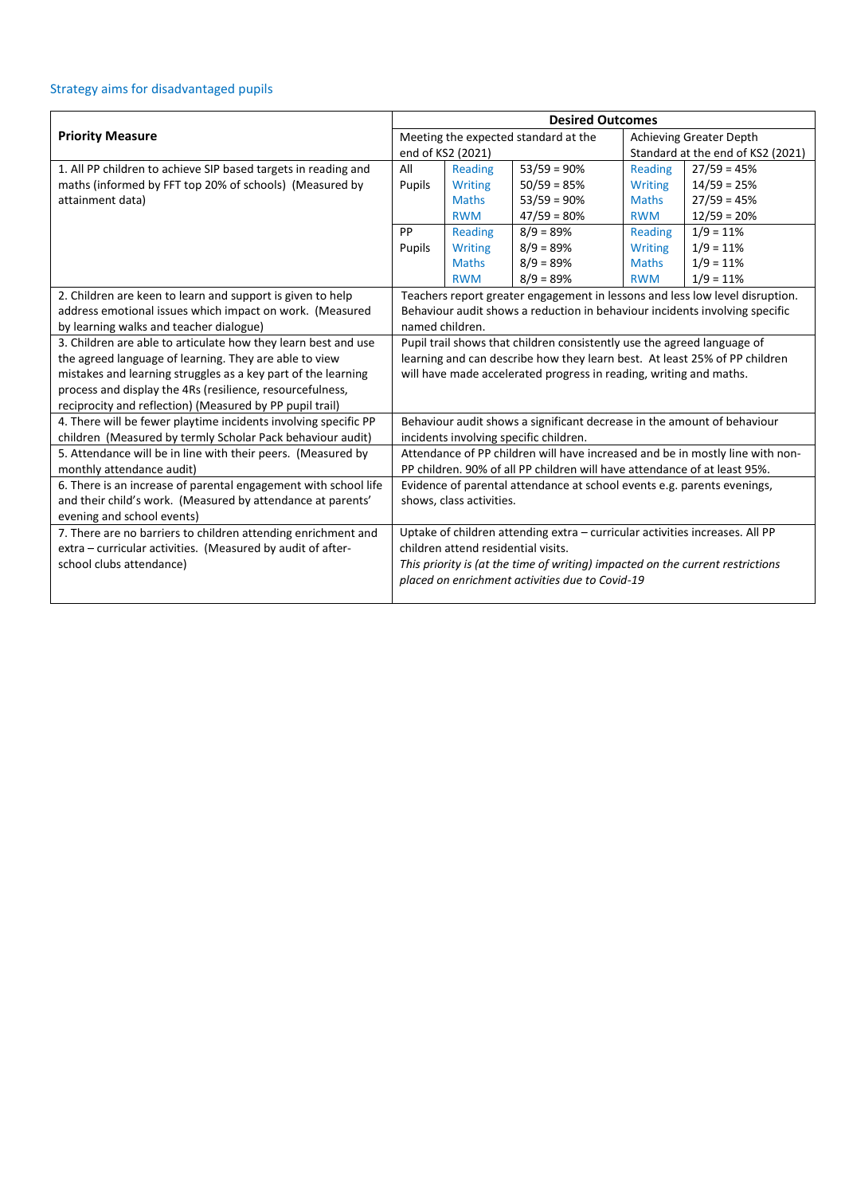## Strategy aims for disadvantaged pupils

| Priority Measure | Desired Outcomes | | | | |
|---|---|---|---|---|---|
| | Meeting the expected standard at the end of KS2 (2021) | | | Achieving Greater Depth Standard at the end of KS2 (2021) | |
| 1. All PP children to achieve SIP based targets in reading and maths (informed by FFT top 20% of schools) (Measured by attainment data) | All Pupils | Reading | 53/59 = 90% | Reading | 27/59 = 45% |
| | | Writing | 50/59 = 85% | Writing | 14/59 = 25% |
| | | Maths | 53/59 = 90% | Maths | 27/59 = 45% |
| | | RWM | 47/59 = 80% | RWM | 12/59 = 20% |
| | PP Pupils | Reading | 8/9 = 89% | Reading | 1/9 = 11% |
| | | Writing | 8/9 = 89% | Writing | 1/9 = 11% |
| | | Maths | 8/9 = 89% | Maths | 1/9 = 11% |
| | | RWM | 8/9 = 89% | RWM | 1/9 = 11% |
| 2. Children are keen to learn and support is given to help address emotional issues which impact on work. (Measured by learning walks and teacher dialogue) | Teachers report greater engagement in lessons and less low level disruption. Behaviour audit shows a reduction in behaviour incidents involving specific named children. | | | | |
| 3. Children are able to articulate how they learn best and use the agreed language of learning. They are able to view mistakes and learning struggles as a key part of the learning process and display the 4Rs (resilience, resourcefulness, reciprocity and reflection) (Measured by PP pupil trail) | Pupil trail shows that children consistently use the agreed language of learning and can describe how they learn best. At least 25% of PP children will have made accelerated progress in reading, writing and maths. | | | | |
| 4. There will be fewer playtime incidents involving specific PP children (Measured by termly Scholar Pack behaviour audit) | Behaviour audit shows a significant decrease in the amount of behaviour incidents involving specific children. | | | | |
| 5. Attendance will be in line with their peers. (Measured by monthly attendance audit) | Attendance of PP children will have increased and be in mostly line with non-PP children. 90% of all PP children will have attendance of at least 95%. | | | | |
| 6. There is an increase of parental engagement with school life and their child's work. (Measured by attendance at parents' evening and school events) | Evidence of parental attendance at school events e.g. parents evenings, shows, class activities. | | | | |
| 7. There are no barriers to children attending enrichment and extra – curricular activities. (Measured by audit of after-school clubs attendance) | Uptake of children attending extra – curricular activities increases. All PP children attend residential visits. *This priority is (at the time of writing) impacted on the current restrictions placed on enrichment activities due to Covid-19* | | | | |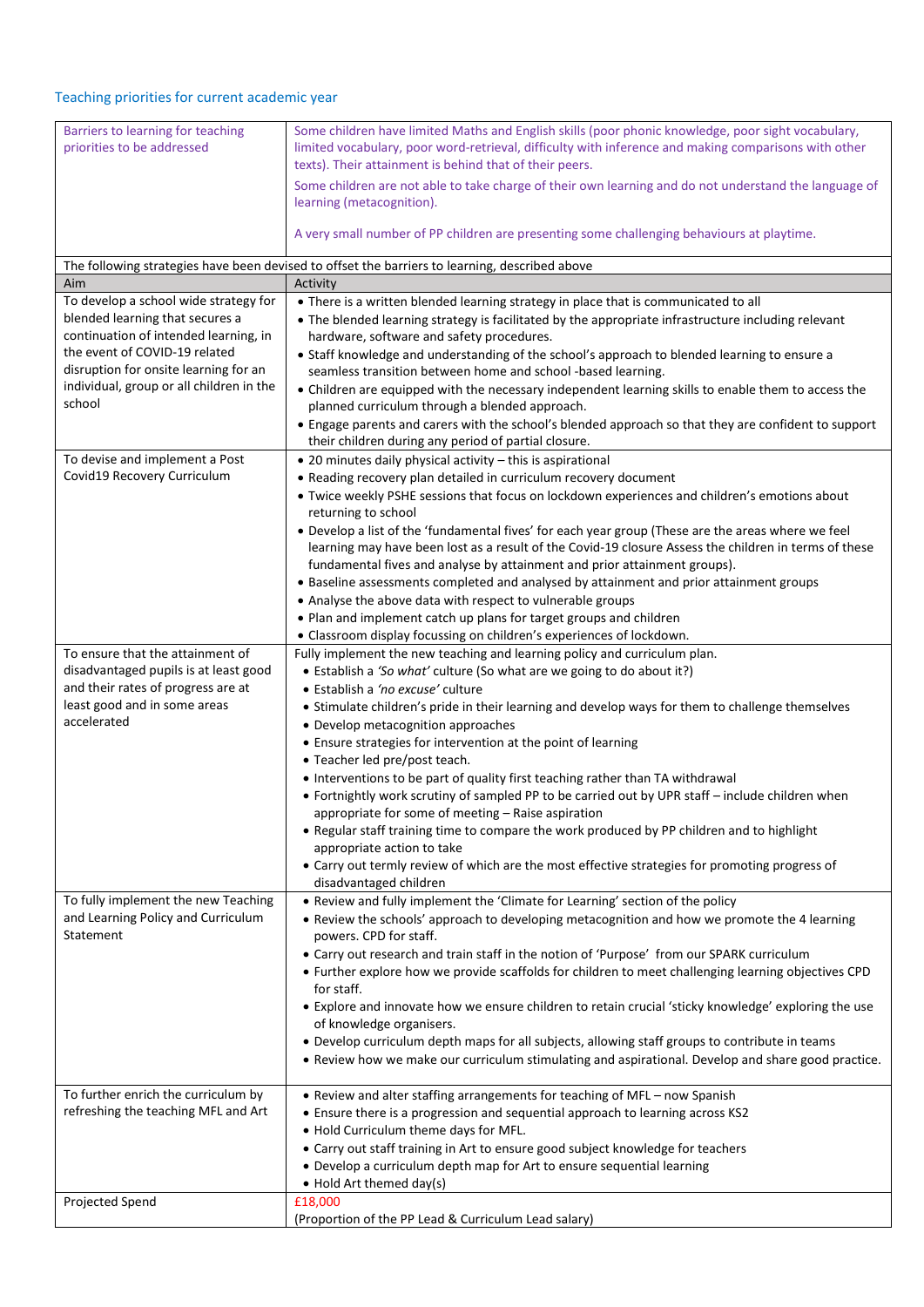## Teaching priorities for current academic year

| Barriers to learning for teaching priorities to be addressed | Some children have limited Maths and English skills (poor phonic knowledge, poor sight vocabulary, limited vocabulary, poor word-retrieval, difficulty with inference and making comparisons with other texts). Their attainment is behind that of their peers.<br><br>Some children are not able to take charge of their own learning and do not understand the language of learning (metacognition).<br><br>A very small number of PP children are presenting some challenging behaviours at playtime. |
|---|---|
| The following strategies have been devised to offset the barriers to learning, described above | |
| **Aim** | **Activity** |
| To develop a school wide strategy for blended learning that secures a continuation of intended learning, in the event of COVID-19 related disruption for onsite learning for an individual, group or all children in the school | • There is a written blended learning strategy in place that is communicated to all<br>• The blended learning strategy is facilitated by the appropriate infrastructure including relevant hardware, software and safety procedures.<br>• Staff knowledge and understanding of the school's approach to blended learning to ensure a seamless transition between home and school -based learning.<br>• Children are equipped with the necessary independent learning skills to enable them to access the planned curriculum through a blended approach.<br>• Engage parents and carers with the school's blended approach so that they are confident to support their children during any period of partial closure. |
| To devise and implement a Post Covid19 Recovery Curriculum | • 20 minutes daily physical activity – this is aspirational<br>• Reading recovery plan detailed in curriculum recovery document<br>• Twice weekly PSHE sessions that focus on lockdown experiences and children's emotions about returning to school<br>• Develop a list of the 'fundamental fives' for each year group (These are the areas where we feel learning may have been lost as a result of the Covid-19 closure Assess the children in terms of these fundamental fives and analyse by attainment and prior attainment groups).<br>• Baseline assessments completed and analysed by attainment and prior attainment groups<br>• Analyse the above data with respect to vulnerable groups<br>• Plan and implement catch up plans for target groups and children<br>• Classroom display focussing on children's experiences of lockdown. |
| To ensure that the attainment of disadvantaged pupils is at least good and their rates of progress are at least good and in some areas accelerated | Fully implement the new teaching and learning policy and curriculum plan.<br>• Establish a *'So what'* culture (So what are we going to do about it?)<br>• Establish a *'no excuse'* culture<br>• Stimulate children's pride in their learning and develop ways for them to challenge themselves<br>• Develop metacognition approaches<br>• Ensure strategies for intervention at the point of learning<br>• Teacher led pre/post teach.<br>• Interventions to be part of quality first teaching rather than TA withdrawal<br>• Fortnightly work scrutiny of sampled PP to be carried out by UPR staff – include children when appropriate for some of meeting – Raise aspiration<br>• Regular staff training time to compare the work produced by PP children and to highlight appropriate action to take<br>• Carry out termly review of which are the most effective strategies for promoting progress of disadvantaged children |
| To fully implement the new Teaching and Learning Policy and Curriculum Statement | • Review and fully implement the 'Climate for Learning' section of the policy<br>• Review the schools' approach to developing metacognition and how we promote the 4 learning powers. CPD for staff.<br>• Carry out research and train staff in the notion of 'Purpose' from our SPARK curriculum<br>• Further explore how we provide scaffolds for children to meet challenging learning objectives CPD for staff.<br>• Explore and innovate how we ensure children to retain crucial 'sticky knowledge' exploring the use of knowledge organisers.<br>• Develop curriculum depth maps for all subjects, allowing staff groups to contribute in teams<br>• Review how we make our curriculum stimulating and aspirational. Develop and share good practice. |
| To further enrich the curriculum by refreshing the teaching MFL and Art | • Review and alter staffing arrangements for teaching of MFL – now Spanish<br>• Ensure there is a progression and sequential approach to learning across KS2<br>• Hold Curriculum theme days for MFL.<br>• Carry out staff training in Art to ensure good subject knowledge for teachers<br>• Develop a curriculum depth map for Art to ensure sequential learning<br>• Hold Art themed day(s) |
| Projected Spend | £18,000<br>(Proportion of the PP Lead & Curriculum Lead salary) |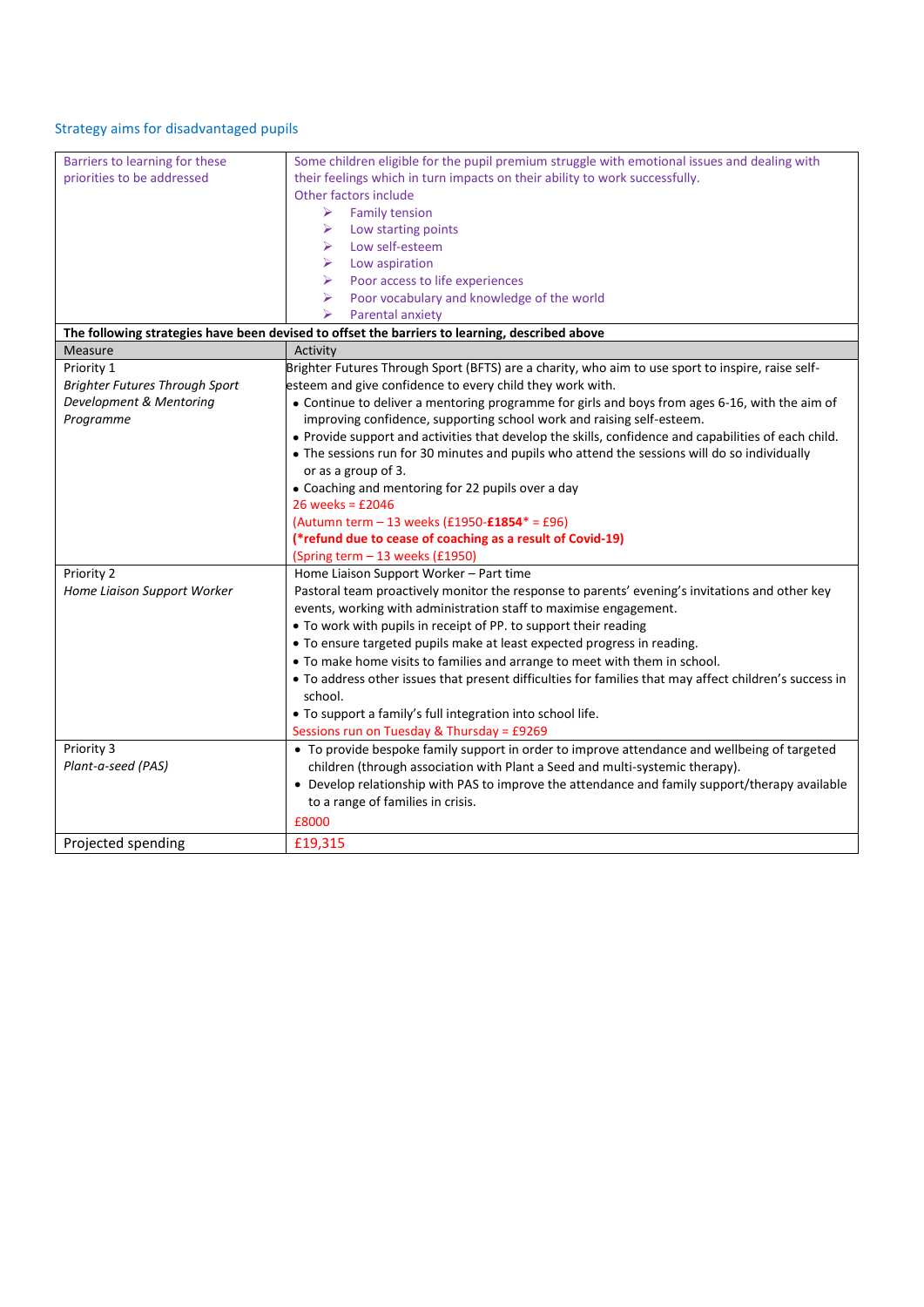## Strategy aims for disadvantaged pupils

| Barriers to learning for these priorities to be addressed | Some children eligible for the pupil premium struggle with emotional issues and dealing with their feelings which in turn impacts on their ability to work successfully.<br>Other factors include<br>➢ Family tension<br>➢ Low starting points<br>➢ Low self-esteem<br>➢ Low aspiration<br>➢ Poor access to life experiences<br>➢ Poor vocabulary and knowledge of the world<br>➢ Parental anxiety |
|---|---|
| **The following strategies have been devised to offset the barriers to learning, described above** | |
| Measure | Activity |
| Priority 1<br>*Brighter Futures Through Sport Development & Mentoring Programme* | Brighter Futures Through Sport (BFTS) are a charity, who aim to use sport to inspire, raise self-esteem and give confidence to every child they work with.<br>• Continue to deliver a mentoring programme for girls and boys from ages 6-16, with the aim of improving confidence, supporting school work and raising self-esteem.<br>• Provide support and activities that develop the skills, confidence and capabilities of each child.<br>• The sessions run for 30 minutes and pupils who attend the sessions will do so individually or as a group of 3.<br>• Coaching and mentoring for 22 pupils over a day<br>26 weeks = £2046<br>(Autumn term – 13 weeks (£1950-**£1854*** = £96)<br>**(*refund due to cease of coaching as a result of Covid-19)**<br>(Spring term – 13 weeks (£1950) |
| Priority 2<br>*Home Liaison Support Worker* | Home Liaison Support Worker – Part time<br>Pastoral team proactively monitor the response to parents' evening's invitations and other key events, working with administration staff to maximise engagement.<br>• To work with pupils in receipt of PP. to support their reading<br>• To ensure targeted pupils make at least expected progress in reading.<br>• To make home visits to families and arrange to meet with them in school.<br>• To address other issues that present difficulties for families that may affect children's success in school.<br>• To support a family's full integration into school life.<br>Sessions run on Tuesday & Thursday = £9269 |
| Priority 3<br>*Plant-a-seed (PAS)* | • To provide bespoke family support in order to improve attendance and wellbeing of targeted children (through association with Plant a Seed and multi-systemic therapy).<br>• Develop relationship with PAS to improve the attendance and family support/therapy available to a range of families in crisis.<br>£8000 |
| Projected spending | £19,315 |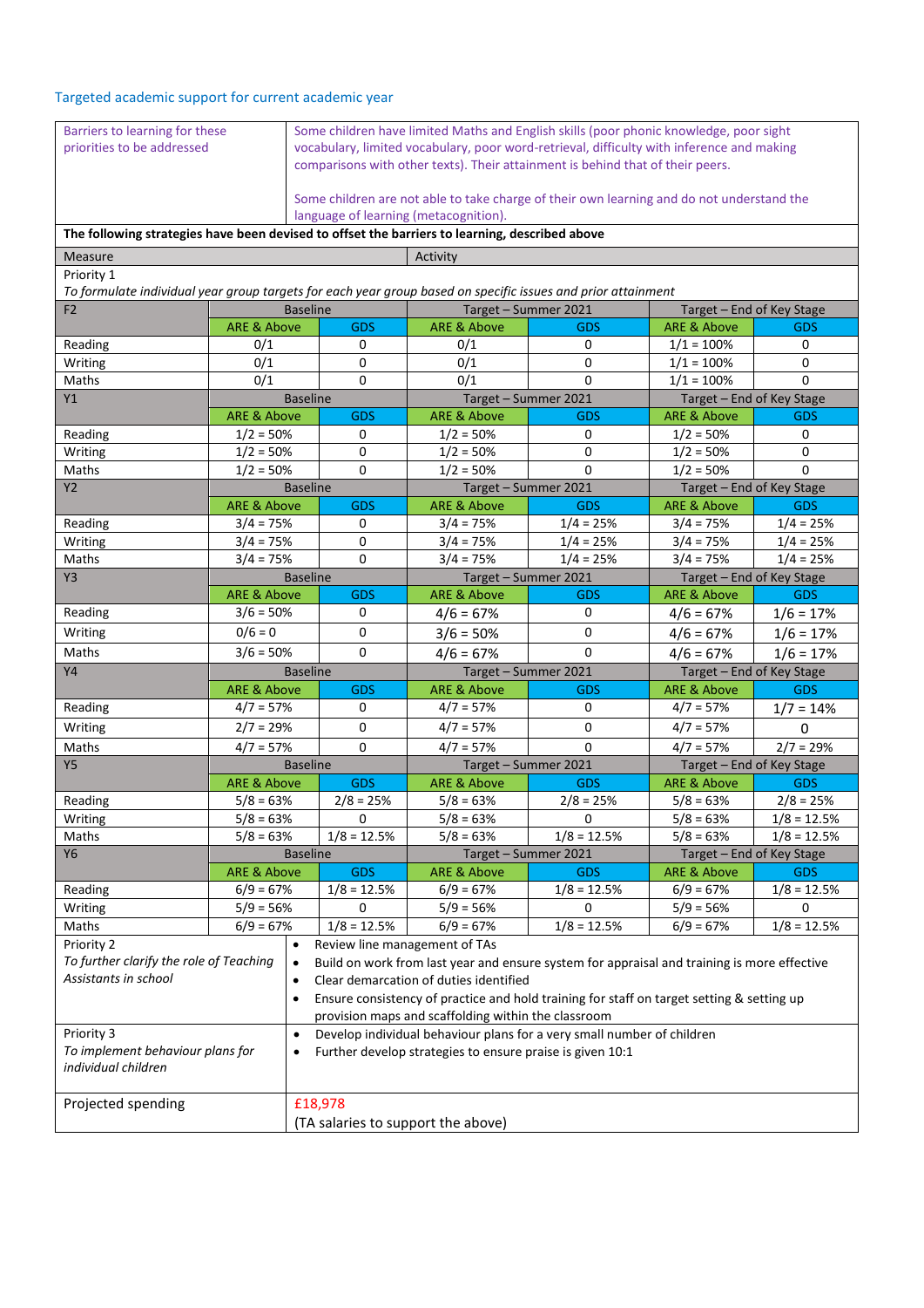## Targeted academic support for current academic year

| Barriers to learning for these priorities to be addressed | Some children have limited Maths and English skills (poor phonic knowledge, poor sight vocabulary, limited vocabulary, poor word-retrieval, difficulty with inference and making comparisons with other texts). Their attainment is behind that of their peers.<br><br>Some children are not able to take charge of their own learning and do not understand the language of learning (metacognition). |
|---|---|

**The following strategies have been devised to offset the barriers to learning, described above**

| Measure | Activity |
|---|---|

Priority 1

*To formulate individual year group targets for each year group based on specific issues and prior attainment*

| F2 | Baseline | | Target – Summer 2021 | | Target – End of Key Stage | |
|---|---|---|---|---|---|---|
| | ARE & Above | GDS | ARE & Above | GDS | ARE & Above | GDS |
| Reading | 0/1 | 0 | 0/1 | 0 | 1/1 = 100% | 0 |
| Writing | 0/1 | 0 | 0/1 | 0 | 1/1 = 100% | 0 |
| Maths | 0/1 | 0 | 0/1 | 0 | 1/1 = 100% | 0 |
| **Y1** | **Baseline** | | **Target – Summer 2021** | | **Target – End of Key Stage** | |
| | ARE & Above | GDS | ARE & Above | GDS | ARE & Above | GDS |
| Reading | 1/2 = 50% | 0 | 1/2 = 50% | 0 | 1/2 = 50% | 0 |
| Writing | 1/2 = 50% | 0 | 1/2 = 50% | 0 | 1/2 = 50% | 0 |
| Maths | 1/2 = 50% | 0 | 1/2 = 50% | 0 | 1/2 = 50% | 0 |
| **Y2** | **Baseline** | | **Target – Summer 2021** | | **Target – End of Key Stage** | |
| | ARE & Above | GDS | ARE & Above | GDS | ARE & Above | GDS |
| Reading | 3/4 = 75% | 0 | 3/4 = 75% | 1/4 = 25% | 3/4 = 75% | 1/4 = 25% |
| Writing | 3/4 = 75% | 0 | 3/4 = 75% | 1/4 = 25% | 3/4 = 75% | 1/4 = 25% |
| Maths | 3/4 = 75% | 0 | 3/4 = 75% | 1/4 = 25% | 3/4 = 75% | 1/4 = 25% |
| **Y3** | **Baseline** | | **Target – Summer 2021** | | **Target – End of Key Stage** | |
| | ARE & Above | GDS | ARE & Above | GDS | ARE & Above | GDS |
| Reading | 3/6 = 50% | 0 | 4/6 = 67% | 0 | 4/6 = 67% | 1/6 = 17% |
| Writing | 0/6 = 0 | 0 | 3/6 = 50% | 0 | 4/6 = 67% | 1/6 = 17% |
| Maths | 3/6 = 50% | 0 | 4/6 = 67% | 0 | 4/6 = 67% | 1/6 = 17% |
| **Y4** | **Baseline** | | **Target – Summer 2021** | | **Target – End of Key Stage** | |
| | ARE & Above | GDS | ARE & Above | GDS | ARE & Above | GDS |
| Reading | 4/7 = 57% | 0 | 4/7 = 57% | 0 | 4/7 = 57% | 1/7 = 14% |
| Writing | 2/7 = 29% | 0 | 4/7 = 57% | 0 | 4/7 = 57% | 0 |
| Maths | 4/7 = 57% | 0 | 4/7 = 57% | 0 | 4/7 = 57% | 2/7 = 29% |
| **Y5** | **Baseline** | | **Target – Summer 2021** | | **Target – End of Key Stage** | |
| | ARE & Above | GDS | ARE & Above | GDS | ARE & Above | GDS |
| Reading | 5/8 = 63% | 2/8 = 25% | 5/8 = 63% | 2/8 = 25% | 5/8 = 63% | 2/8 = 25% |
| Writing | 5/8 = 63% | 0 | 5/8 = 63% | 0 | 5/8 = 63% | 1/8 = 12.5% |
| Maths | 5/8 = 63% | 1/8 = 12.5% | 5/8 = 63% | 1/8 = 12.5% | 5/8 = 63% | 1/8 = 12.5% |
| **Y6** | **Baseline** | | **Target – Summer 2021** | | **Target – End of Key Stage** | |
| | ARE & Above | GDS | ARE & Above | GDS | ARE & Above | GDS |
| Reading | 6/9 = 67% | 1/8 = 12.5% | 6/9 = 67% | 1/8 = 12.5% | 6/9 = 67% | 1/8 = 12.5% |
| Writing | 5/9 = 56% | 0 | 5/9 = 56% | 0 | 5/9 = 56% | 0 |
| Maths | 6/9 = 67% | 1/8 = 12.5% | 6/9 = 67% | 1/8 = 12.5% | 6/9 = 67% | 1/8 = 12.5% |

| Priority | Activity |
|---|---|
| Priority 2<br>*To further clarify the role of Teaching Assistants in school* | • Review line management of TAs<br>• Build on work from last year and ensure system for appraisal and training is more effective<br>• Clear demarcation of duties identified<br>• Ensure consistency of practice and hold training for staff on target setting & setting up provision maps and scaffolding within the classroom |
| Priority 3<br>*To implement behaviour plans for individual children* | • Develop individual behaviour plans for a very small number of children<br>• Further develop strategies to ensure praise is given 10:1 |
| Projected spending | £18,978<br>(TA salaries to support the above) |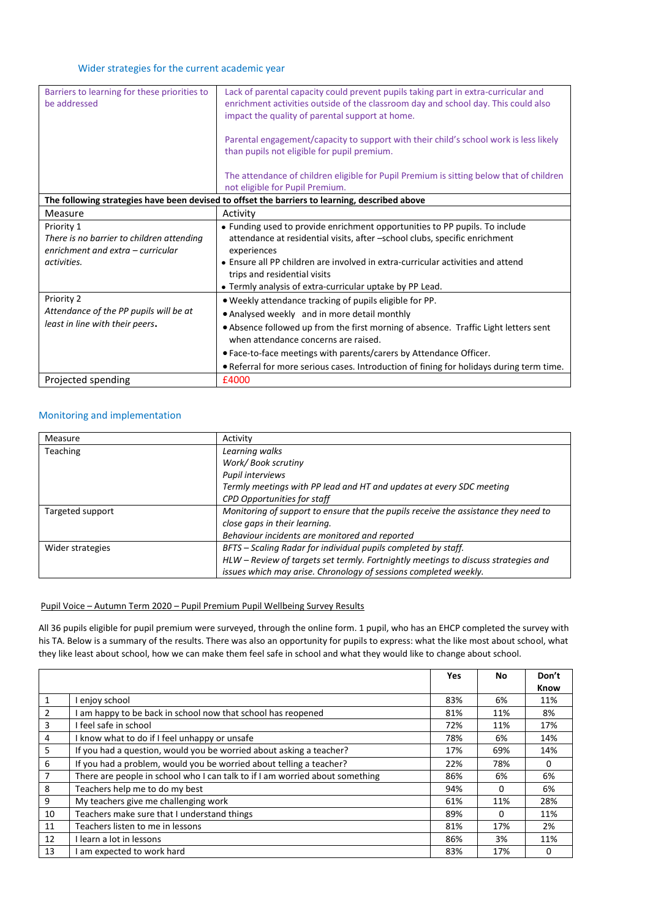## Wider strategies for the current academic year

| Barriers to learning for these priorities to be addressed | Lack of parental capacity could prevent pupils taking part in extra-curricular and enrichment activities outside of the classroom day and school day. This could also impact the quality of parental support at home.<br><br>Parental engagement/capacity to support with their child's school work is less likely than pupils not eligible for pupil premium.<br><br>The attendance of children eligible for Pupil Premium is sitting below that of children not eligible for Pupil Premium. |
|---|---|
| **The following strategies have been devised to offset the barriers to learning, described above** | |
| Measure | Activity |
| Priority 1<br>*There is no barrier to children attending enrichment and extra – curricular activities.* | • Funding used to provide enrichment opportunities to PP pupils. To include attendance at residential visits, after –school clubs, specific enrichment experiences<br>• Ensure all PP children are involved in extra-curricular activities and attend trips and residential visits<br>• Termly analysis of extra-curricular uptake by PP Lead. |
| Priority 2<br>*Attendance of the PP pupils will be at least in line with their peers.* | • Weekly attendance tracking of pupils eligible for PP.<br>• Analysed weekly and in more detail monthly<br>• Absence followed up from the first morning of absence. Traffic Light letters sent when attendance concerns are raised.<br>• Face-to-face meetings with parents/carers by Attendance Officer.<br>• Referral for more serious cases. Introduction of fining for holidays during term time. |
| Projected spending | £4000 |

## Monitoring and implementation

| Measure | Activity |
|---|---|
| Teaching | *Learning walks*<br>*Work/ Book scrutiny*<br>*Pupil interviews*<br>*Termly meetings with PP lead and HT and updates at every SDC meeting*<br>*CPD Opportunities for staff* |
| Targeted support | *Monitoring of support to ensure that the pupils receive the assistance they need to close gaps in their learning.*<br>*Behaviour incidents are monitored and reported* |
| Wider strategies | *BFTS – Scaling Radar for individual pupils completed by staff.*<br>*HLW – Review of targets set termly. Fortnightly meetings to discuss strategies and issues which may arise. Chronology of sessions completed weekly.* |

Pupil Voice – Autumn Term 2020 – Pupil Premium Pupil Wellbeing Survey Results

All 36 pupils eligible for pupil premium were surveyed, through the online form. 1 pupil, who has an EHCP completed the survey with his TA. Below is a summary of the results. There was also an opportunity for pupils to express: what the like most about school, what they like least about school, how we can make them feel safe in school and what they would like to change about school.

| | | **Yes** | **No** | **Don't Know** |
|---|---|---|---|---|
| 1 | I enjoy school | 83% | 6% | 11% |
| 2 | I am happy to be back in school now that school has reopened | 81% | 11% | 8% |
| 3 | I feel safe in school | 72% | 11% | 17% |
| 4 | I know what to do if I feel unhappy or unsafe | 78% | 6% | 14% |
| 5 | If you had a question, would you be worried about asking a teacher? | 17% | 69% | 14% |
| 6 | If you had a problem, would you be worried about telling a teacher? | 22% | 78% | 0 |
| 7 | There are people in school who I can talk to if I am worried about something | 86% | 6% | 6% |
| 8 | Teachers help me to do my best | 94% | 0 | 6% |
| 9 | My teachers give me challenging work | 61% | 11% | 28% |
| 10 | Teachers make sure that I understand things | 89% | 0 | 11% |
| 11 | Teachers listen to me in lessons | 81% | 17% | 2% |
| 12 | I learn a lot in lessons | 86% | 3% | 11% |
| 13 | I am expected to work hard | 83% | 17% | 0 |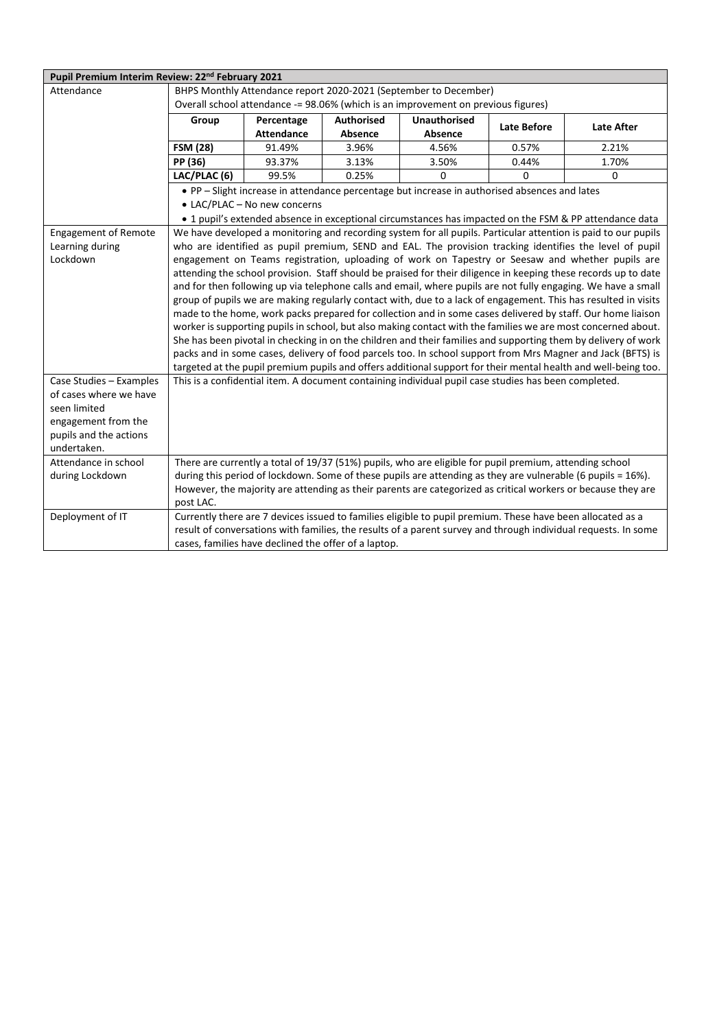| **Pupil Premium Interim Review: 22nd February 2021** | |
|---|---|
| Attendance | BHPS Monthly Attendance report 2020-2021 (September to December)<br>Overall school attendance -= 98.06% (which is an improvement on previous figures)<br><br>**Group** / **Percentage Attendance** / **Authorised Absence** / **Unauthorised Absence** / **Late Before** / **Late After**<br>**FSM (28)**: 91.49% / 3.96% / 4.56% / 0.57% / 2.21%<br>**PP (36)**: 93.37% / 3.13% / 3.50% / 0.44% / 1.70%<br>**LAC/PLAC (6)**: 99.5% / 0.25% / 0 / 0 / 0<br><br>• PP – Slight increase in attendance percentage but increase in authorised absences and lates<br>• LAC/PLAC – No new concerns<br>• 1 pupil's extended absence in exceptional circumstances has impacted on the FSM & PP attendance data |
| Engagement of Remote Learning during Lockdown | We have developed a monitoring and recording system for all pupils. Particular attention is paid to our pupils who are identified as pupil premium, SEND and EAL. The provision tracking identifies the level of pupil engagement on Teams registration, uploading of work on Tapestry or Seesaw and whether pupils are attending the school provision. Staff should be praised for their diligence in keeping these records up to date and for then following up via telephone calls and email, where pupils are not fully engaging. We have a small group of pupils we are making regularly contact with, due to a lack of engagement. This has resulted in visits made to the home, work packs prepared for collection and in some cases delivered by staff. Our home liaison worker is supporting pupils in school, but also making contact with the families we are most concerned about. She has been pivotal in checking in on the children and their families and supporting them by delivery of work packs and in some cases, delivery of food parcels too. In school support from Mrs Magner and Jack (BFTS) is targeted at the pupil premium pupils and offers additional support for their mental health and well-being too. |
| Case Studies – Examples of cases where we have seen limited engagement from the pupils and the actions undertaken. | This is a confidential item. A document containing individual pupil case studies has been completed. |
| Attendance in school during Lockdown | There are currently a total of 19/37 (51%) pupils, who are eligible for pupil premium, attending school during this period of lockdown. Some of these pupils are attending as they are vulnerable (6 pupils = 16%). However, the majority are attending as their parents are categorized as critical workers or because they are post LAC. |
| Deployment of IT | Currently there are 7 devices issued to families eligible to pupil premium. These have been allocated as a result of conversations with families, the results of a parent survey and through individual requests. In some cases, families have declined the offer of a laptop. |